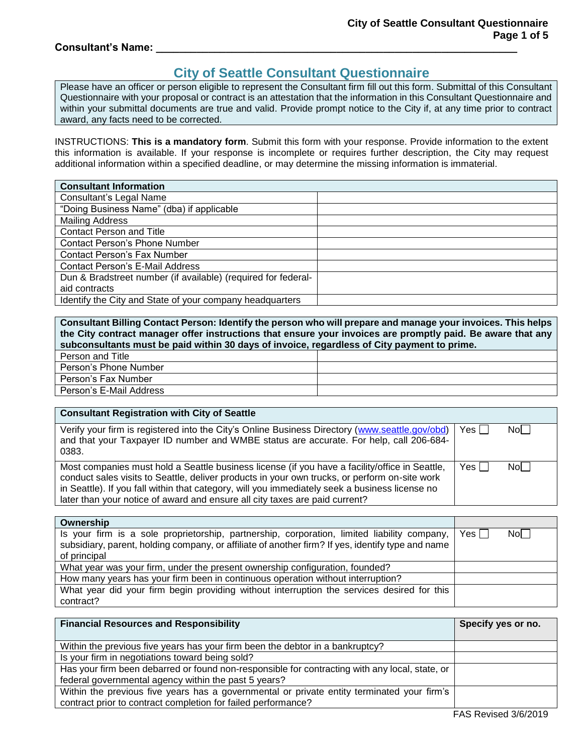**Consultant's Name: \_\_\_\_\_\_\_\_\_\_\_\_\_\_\_\_\_\_\_\_\_\_\_\_\_\_\_\_\_\_\_\_\_\_\_\_\_\_\_\_\_\_\_\_\_\_\_\_\_\_\_\_\_\_\_\_\_\_\_\_**

# City of Seattle Consultant Questionnaire

Please have an officer or person eligible to represent the Consultant firm fill out this form. Submittal of this Consultant Questionnaire with your proposal or contract is an attestation that the information in this Consultant Questionnaire and within your submittal documents are true and valid. Provide prompt notice to the City if, at any time prior to contract award, any facts need to be corrected.

INSTRUCTIONS: **This is a mandatory form**. Submit this form with your response. Provide information to the extent this information is available. If your response is incomplete or requires further description, the City may request additional information within a specified deadline, or may determine the missing information is immaterial.

| **Consultant Information** | |
|---|---|
| Consultant's Legal Name | |
| "Doing Business Name" (dba) if applicable | |
| Mailing Address | |
| Contact Person and Title | |
| Contact Person's Phone Number | |
| Contact Person's Fax Number | |
| Contact Person's E-Mail Address | |
| Dun & Bradstreet number (if available) (required for federal-aid contracts | |
| Identify the City and State of your company headquarters | |

| **Consultant Billing Contact Person: Identify the person who will prepare and manage your invoices. This helps the City contract manager offer instructions that ensure your invoices are promptly paid. Be aware that any subconsultants must be paid within 30 days of invoice, regardless of City payment to prime.** | |
|---|---|
| Person and Title | |
| Person's Phone Number | |
| Person's Fax Number | |
| Person's E-Mail Address | |

| **Consultant Registration with City of Seattle** | |
|---|---|
| Verify your firm is registered into the City's Online Business Directory (www.seattle.gov/obd) and that your Taxpayer ID number and WMBE status are accurate. For help, call 206-684-0383. | Yes ☐ No☐ |
| Most companies must hold a Seattle business license (if you have a facility/office in Seattle, conduct sales visits to Seattle, deliver products in your own trucks, or perform on-site work in Seattle). If you fall within that category, will you immediately seek a business license no later than your notice of award and ensure all city taxes are paid current? | Yes ☐ No☐ |

| **Ownership** | |
|---|---|
| Is your firm is a sole proprietorship, partnership, corporation, limited liability company, subsidiary, parent, holding company, or affiliate of another firm? If yes, identify type and name of principal | Yes ☐ No☐ |
| What year was your firm, under the present ownership configuration, founded? | |
| How many years has your firm been in continuous operation without interruption? | |
| What year did your firm begin providing without interruption the services desired for this contract? | |

| **Financial Resources and Responsibility** | **Specify yes or no.** |
|---|---|
| Within the previous five years has your firm been the debtor in a bankruptcy? | |
| Is your firm in negotiations toward being sold? | |
| Has your firm been debarred or found non-responsible for contracting with any local, state, or federal governmental agency within the past 5 years? | |
| Within the previous five years has a governmental or private entity terminated your firm's contract prior to contract completion for failed performance? | |

FAS Revised 3/6/2019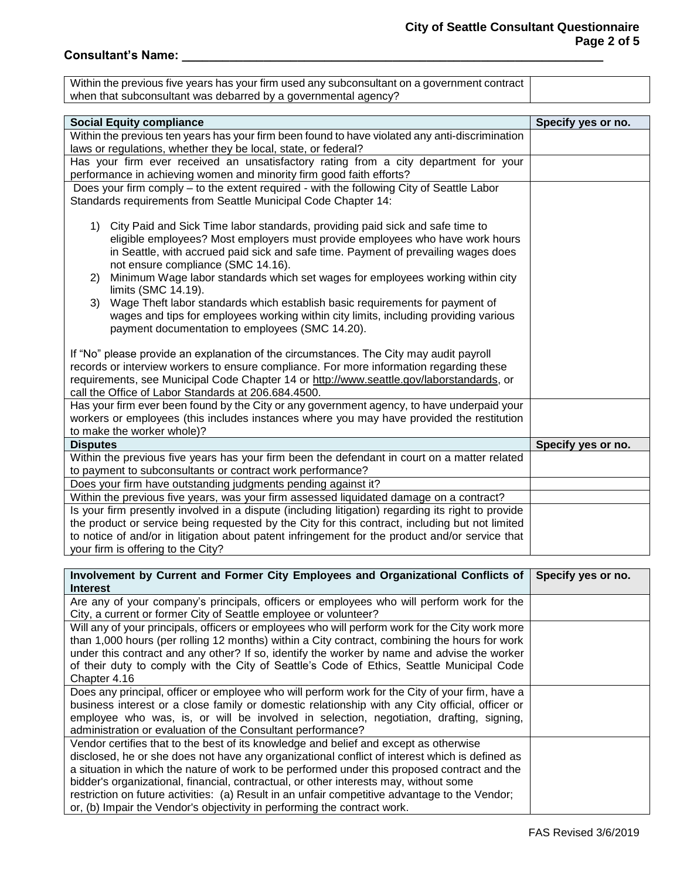**Consultant's Name: \_\_\_\_\_\_\_\_\_\_\_\_\_\_\_\_\_\_\_\_\_\_\_\_\_\_\_\_\_\_\_\_\_\_\_\_\_\_\_\_\_\_\_\_\_\_\_\_\_\_\_\_\_\_\_\_\_\_\_**

| | |
|---|---|
| Within the previous five years has your firm used any subconsultant on a government contract when that subconsultant was debarred by a governmental agency? | |

| **Social Equity compliance** | **Specify yes or no.** |
|---|---|
| Within the previous ten years has your firm been found to have violated any anti-discrimination laws or regulations, whether they be local, state, or federal? | |
| Has your firm ever received an unsatisfactory rating from a city department for your performance in achieving women and minority firm good faith efforts? | |
| Does your firm comply – to the extent required - with the following City of Seattle Labor Standards requirements from Seattle Municipal Code Chapter 14:<br><br>1) City Paid and Sick Time labor standards, providing paid sick and safe time to eligible employees? Most employers must provide employees who have work hours in Seattle, with accrued paid sick and safe time. Payment of prevailing wages does not ensure compliance (SMC 14.16).<br>2) Minimum Wage labor standards which set wages for employees working within city limits (SMC 14.19).<br>3) Wage Theft labor standards which establish basic requirements for payment of wages and tips for employees working within city limits, including providing various payment documentation to employees (SMC 14.20).<br><br>If "No" please provide an explanation of the circumstances. The City may audit payroll records or interview workers to ensure compliance. For more information regarding these requirements, see Municipal Code Chapter 14 or http://www.seattle.gov/laborstandards, or call the Office of Labor Standards at 206.684.4500. | |
| Has your firm ever been found by the City or any government agency, to have underpaid your workers or employees (this includes instances where you may have provided the restitution to make the worker whole)? | |
| **Disputes** | **Specify yes or no.** |
| Within the previous five years has your firm been the defendant in court on a matter related to payment to subconsultants or contract work performance? | |
| Does your firm have outstanding judgments pending against it? | |
| Within the previous five years, was your firm assessed liquidated damage on a contract? | |
| Is your firm presently involved in a dispute (including litigation) regarding its right to provide the product or service being requested by the City for this contract, including but not limited to notice of and/or in litigation about patent infringement for the product and/or service that your firm is offering to the City? | |

| **Involvement by Current and Former City Employees and Organizational Conflicts of Interest** | **Specify yes or no.** |
|---|---|
| Are any of your company's principals, officers or employees who will perform work for the City, a current or former City of Seattle employee or volunteer? | |
| Will any of your principals, officers or employees who will perform work for the City work more than 1,000 hours (per rolling 12 months) within a City contract, combining the hours for work under this contract and any other? If so, identify the worker by name and advise the worker of their duty to comply with the City of Seattle's Code of Ethics, Seattle Municipal Code Chapter 4.16 | |
| Does any principal, officer or employee who will perform work for the City of your firm, have a business interest or a close family or domestic relationship with any City official, officer or employee who was, is, or will be involved in selection, negotiation, drafting, signing, administration or evaluation of the Consultant performance? | |
| Vendor certifies that to the best of its knowledge and belief and except as otherwise disclosed, he or she does not have any organizational conflict of interest which is defined as a situation in which the nature of work to be performed under this proposed contract and the bidder's organizational, financial, contractual, or other interests may, without some restriction on future activities: (a) Result in an unfair competitive advantage to the Vendor; or, (b) Impair the Vendor's objectivity in performing the contract work. | |

FAS Revised 3/6/2019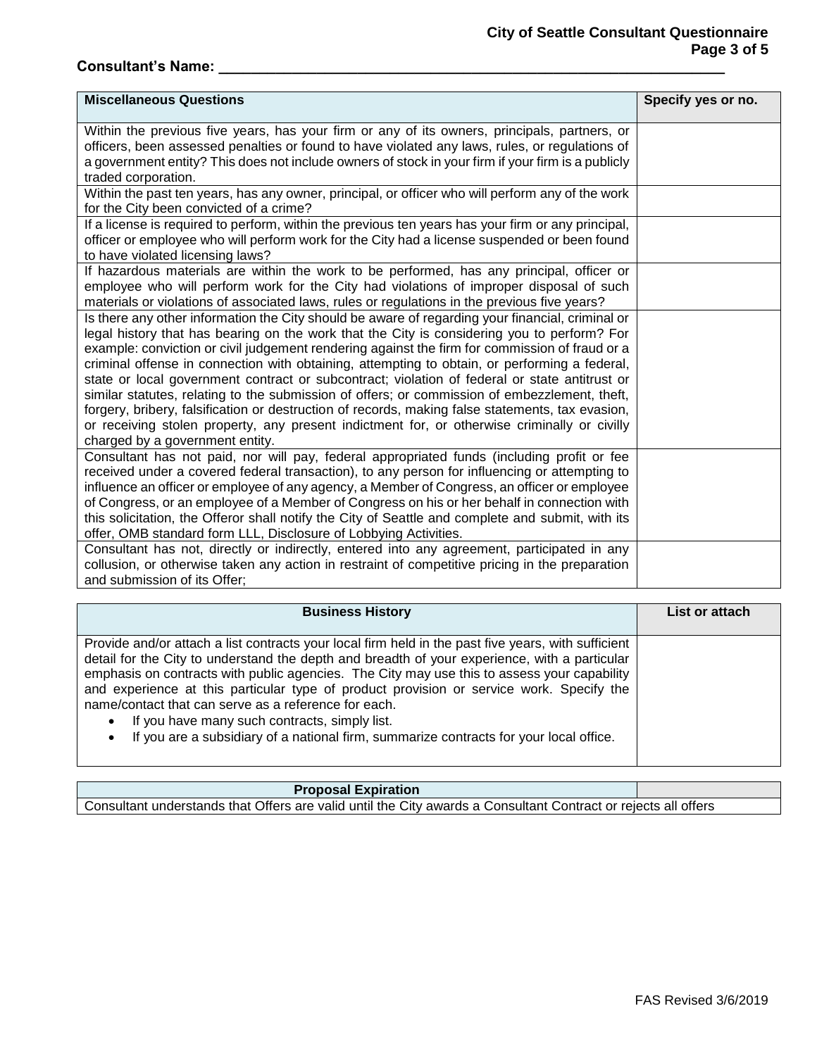**Consultant's Name: \_\_\_\_\_\_\_\_\_\_\_\_\_\_\_\_\_\_\_\_\_\_\_\_\_\_\_\_\_\_\_\_\_\_\_\_\_\_\_\_\_\_\_\_\_\_\_\_\_\_\_\_\_\_\_\_\_\_\_\_\_\_\_\_**

| **Miscellaneous Questions** | **Specify yes or no.** |
|---|---|
| Within the previous five years, has your firm or any of its owners, principals, partners, or officers, been assessed penalties or found to have violated any laws, rules, or regulations of a government entity? This does not include owners of stock in your firm if your firm is a publicly traded corporation. | |
| Within the past ten years, has any owner, principal, or officer who will perform any of the work for the City been convicted of a crime? | |
| If a license is required to perform, within the previous ten years has your firm or any principal, officer or employee who will perform work for the City had a license suspended or been found to have violated licensing laws? | |
| If hazardous materials are within the work to be performed, has any principal, officer or employee who will perform work for the City had violations of improper disposal of such materials or violations of associated laws, rules or regulations in the previous five years? | |
| Is there any other information the City should be aware of regarding your financial, criminal or legal history that has bearing on the work that the City is considering you to perform? For example: conviction or civil judgement rendering against the firm for commission of fraud or a criminal offense in connection with obtaining, attempting to obtain, or performing a federal, state or local government contract or subcontract; violation of federal or state antitrust or similar statutes, relating to the submission of offers; or commission of embezzlement, theft, forgery, bribery, falsification or destruction of records, making false statements, tax evasion, or receiving stolen property, any present indictment for, or otherwise criminally or civilly charged by a government entity. | |
| Consultant has not paid, nor will pay, federal appropriated funds (including profit or fee received under a covered federal transaction), to any person for influencing or attempting to influence an officer or employee of any agency, a Member of Congress, an officer or employee of Congress, or an employee of a Member of Congress on his or her behalf in connection with this solicitation, the Offeror shall notify the City of Seattle and complete and submit, with its offer, OMB standard form LLL, Disclosure of Lobbying Activities. | |
| Consultant has not, directly or indirectly, entered into any agreement, participated in any collusion, or otherwise taken any action in restraint of competitive pricing in the preparation and submission of its Offer; | |

| **Business History** | **List or attach** |
|---|---|
| Provide and/or attach a list contracts your local firm held in the past five years, with sufficient detail for the City to understand the depth and breadth of your experience, with a particular emphasis on contracts with public agencies. The City may use this to assess your capability and experience at this particular type of product provision or service work. Specify the name/contact that can serve as a reference for each.<br>• If you have many such contracts, simply list.<br>• If you are a subsidiary of a national firm, summarize contracts for your local office. | |

| **Proposal Expiration** | |
|---|---|
| Consultant understands that Offers are valid until the City awards a Consultant Contract or rejects all offers | |

FAS Revised 3/6/2019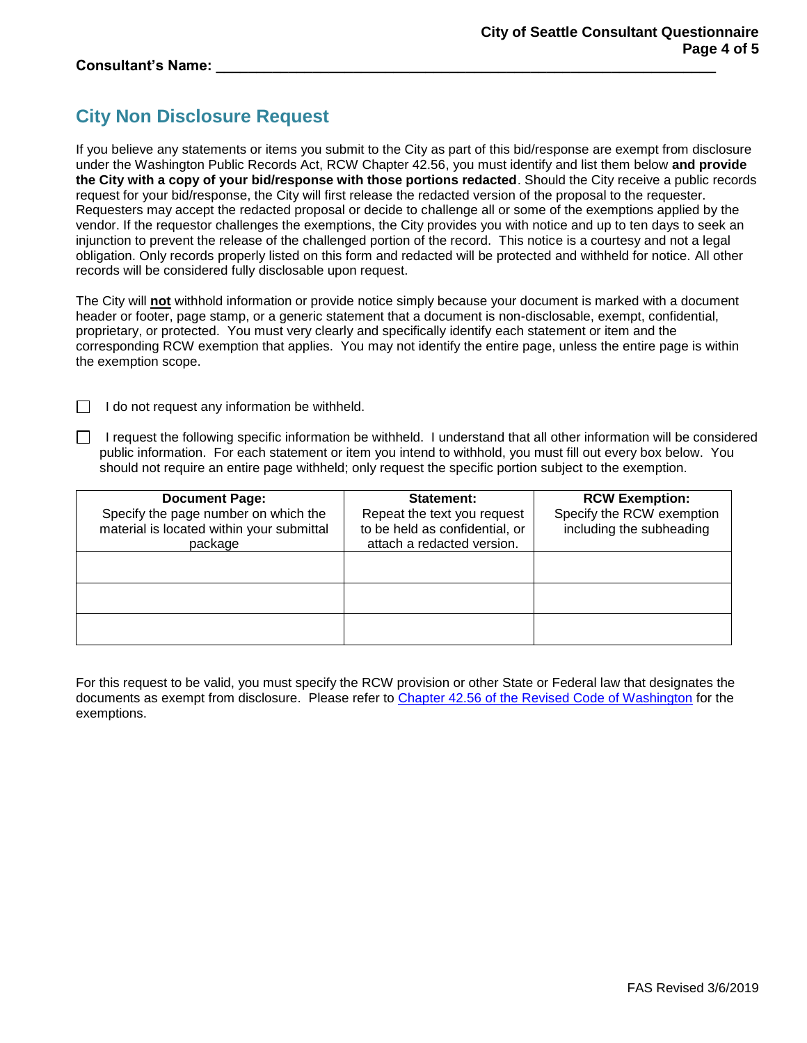**Consultant's Name: ___________________________________________________________**

## City Non Disclosure Request

If you believe any statements or items you submit to the City as part of this bid/response are exempt from disclosure under the Washington Public Records Act, RCW Chapter 42.56, you must identify and list them below **and provide the City with a copy of your bid/response with those portions redacted**. Should the City receive a public records request for your bid/response, the City will first release the redacted version of the proposal to the requester. Requesters may accept the redacted proposal or decide to challenge all or some of the exemptions applied by the vendor. If the requestor challenges the exemptions, the City provides you with notice and up to ten days to seek an injunction to prevent the release of the challenged portion of the record. This notice is a courtesy and not a legal obligation. Only records properly listed on this form and redacted will be protected and withheld for notice. All other records will be considered fully disclosable upon request.

The City will **not** withhold information or provide notice simply because your document is marked with a document header or footer, page stamp, or a generic statement that a document is non-disclosable, exempt, confidential, proprietary, or protected. You must very clearly and specifically identify each statement or item and the corresponding RCW exemption that applies. You may not identify the entire page, unless the entire page is within the exemption scope.

☐ I do not request any information be withheld.

☐ I request the following specific information be withheld. I understand that all other information will be considered public information. For each statement or item you intend to withhold, you must fill out every box below. You should not require an entire page withheld; only request the specific portion subject to the exemption.

| **Document Page:** Specify the page number on which the material is located within your submittal package | **Statement:** Repeat the text you request to be held as confidential, or attach a redacted version. | **RCW Exemption:** Specify the RCW exemption including the subheading |
|---|---|---|
| | | |
| | | |
| | | |

For this request to be valid, you must specify the RCW provision or other State or Federal law that designates the documents as exempt from disclosure. Please refer to [Chapter 42.56 of the Revised Code of Washington](#) for the exemptions.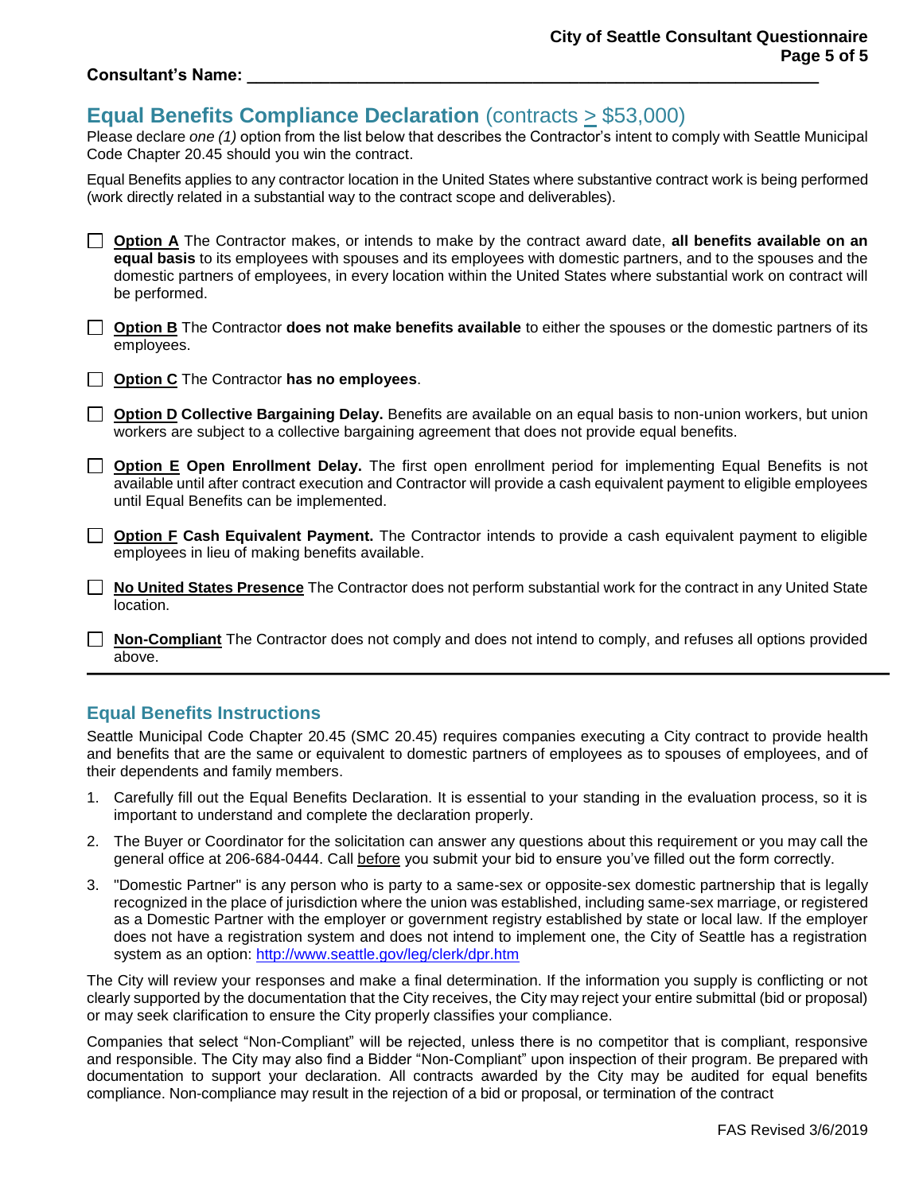**Consultant's Name: ______________________________________________________________**

## Equal Benefits Compliance Declaration (contracts ≥ $53,000)

Please declare *one (1)* option from the list below that describes the Contractor's intent to comply with Seattle Municipal Code Chapter 20.45 should you win the contract.

Equal Benefits applies to any contractor location in the United States where substantive contract work is being performed (work directly related in a substantial way to the contract scope and deliverables).

☐ **Option A** The Contractor makes, or intends to make by the contract award date, **all benefits available on an equal basis** to its employees with spouses and its employees with domestic partners, and to the spouses and the domestic partners of employees, in every location within the United States where substantial work on contract will be performed.

☐ **Option B** The Contractor **does not make benefits available** to either the spouses or the domestic partners of its employees.

☐ **Option C** The Contractor **has no employees**.

☐ **Option D Collective Bargaining Delay.** Benefits are available on an equal basis to non-union workers, but union workers are subject to a collective bargaining agreement that does not provide equal benefits.

☐ **Option E Open Enrollment Delay.** The first open enrollment period for implementing Equal Benefits is not available until after contract execution and Contractor will provide a cash equivalent payment to eligible employees until Equal Benefits can be implemented.

☐ **Option F Cash Equivalent Payment.** The Contractor intends to provide a cash equivalent payment to eligible employees in lieu of making benefits available.

☐ **No United States Presence** The Contractor does not perform substantial work for the contract in any United State location.

☐ **Non-Compliant** The Contractor does not comply and does not intend to comply, and refuses all options provided above.

---

### Equal Benefits Instructions

Seattle Municipal Code Chapter 20.45 (SMC 20.45) requires companies executing a City contract to provide health and benefits that are the same or equivalent to domestic partners of employees as to spouses of employees, and of their dependents and family members.

1. Carefully fill out the Equal Benefits Declaration. It is essential to your standing in the evaluation process, so it is important to understand and complete the declaration properly.
2. The Buyer or Coordinator for the solicitation can answer any questions about this requirement or you may call the general office at 206-684-0444. Call before you submit your bid to ensure you've filled out the form correctly.
3. "Domestic Partner" is any person who is party to a same-sex or opposite-sex domestic partnership that is legally recognized in the place of jurisdiction where the union was established, including same-sex marriage, or registered as a Domestic Partner with the employer or government registry established by state or local law. If the employer does not have a registration system and does not intend to implement one, the City of Seattle has a registration system as an option: http://www.seattle.gov/leg/clerk/dpr.htm

The City will review your responses and make a final determination. If the information you supply is conflicting or not clearly supported by the documentation that the City receives, the City may reject your entire submittal (bid or proposal) or may seek clarification to ensure the City properly classifies your compliance.

Companies that select "Non-Compliant" will be rejected, unless there is no competitor that is compliant, responsive and responsible. The City may also find a Bidder "Non-Compliant" upon inspection of their program. Be prepared with documentation to support your declaration. All contracts awarded by the City may be audited for equal benefits compliance. Non-compliance may result in the rejection of a bid or proposal, or termination of the contract

FAS Revised 3/6/2019